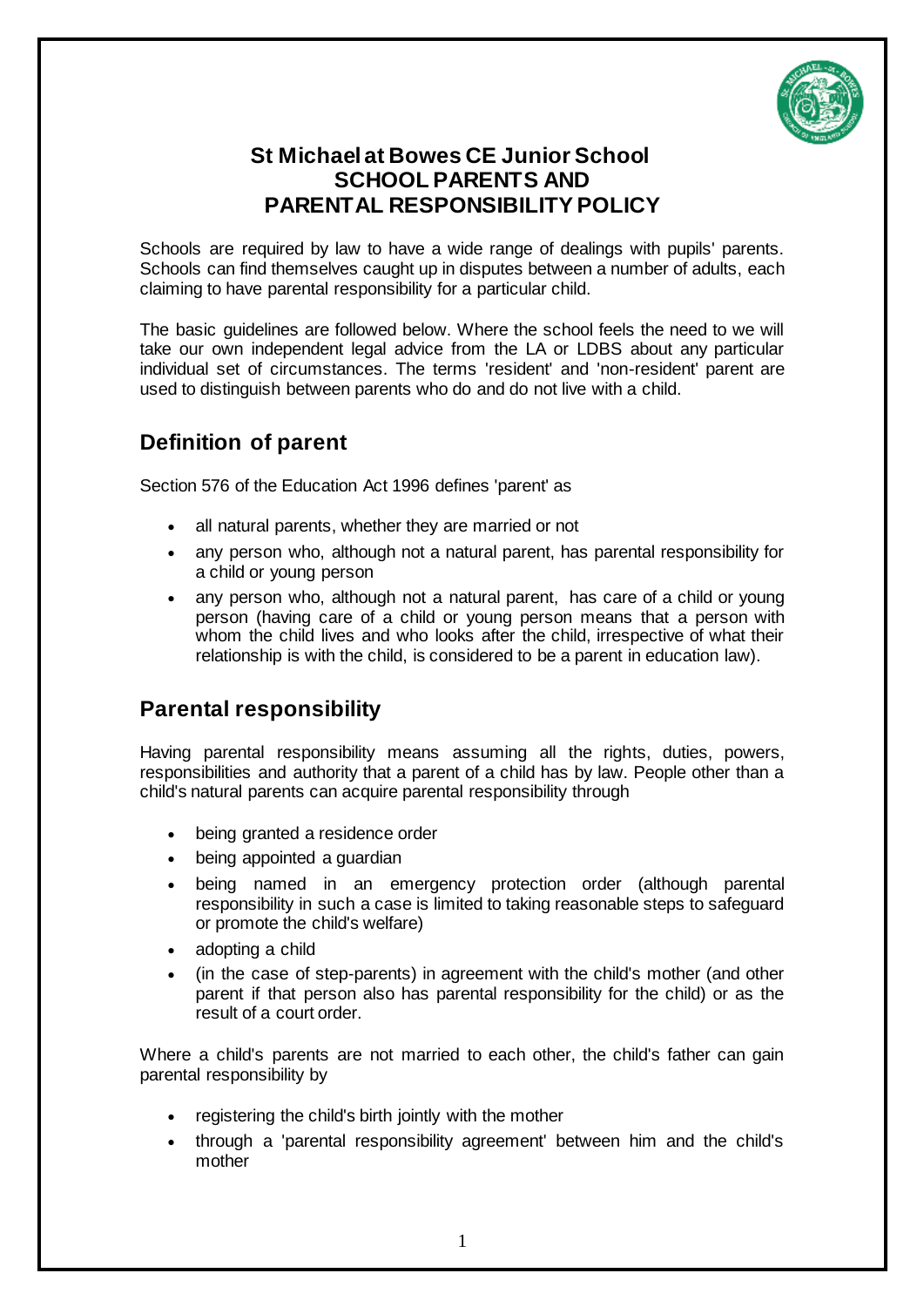# St Michael at Bowes CE Junior School
# SCHOOL PARENTS AND PARENTAL RESPONSIBILITY POLICY

Schools are required by law to have a wide range of dealings with pupils' parents. Schools can find themselves caught up in disputes between a number of adults, each claiming to have parental responsibility for a particular child.

The basic guidelines are followed below. Where the school feels the need to we will take our own independent legal advice from the LA or LDBS about any particular individual set of circumstances. The terms 'resident' and 'non-resident' parent are used to distinguish between parents who do and do not live with a child.

## Definition of parent

Section 576 of the Education Act 1996 defines 'parent' as

- all natural parents, whether they are married or not
- any person who, although not a natural parent, has parental responsibility for a child or young person
- any person who, although not a natural parent, has care of a child or young person (having care of a child or young person means that a person with whom the child lives and who looks after the child, irrespective of what their relationship is with the child, is considered to be a parent in education law).

## Parental responsibility

Having parental responsibility means assuming all the rights, duties, powers, responsibilities and authority that a parent of a child has by law. People other than a child's natural parents can acquire parental responsibility through

- being granted a residence order
- being appointed a guardian
- being named in an emergency protection order (although parental responsibility in such a case is limited to taking reasonable steps to safeguard or promote the child's welfare)
- adopting a child
- (in the case of step-parents) in agreement with the child's mother (and other parent if that person also has parental responsibility for the child) or as the result of a court order.

Where a child's parents are not married to each other, the child's father can gain parental responsibility by

- registering the child's birth jointly with the mother
- through a 'parental responsibility agreement' between him and the child's mother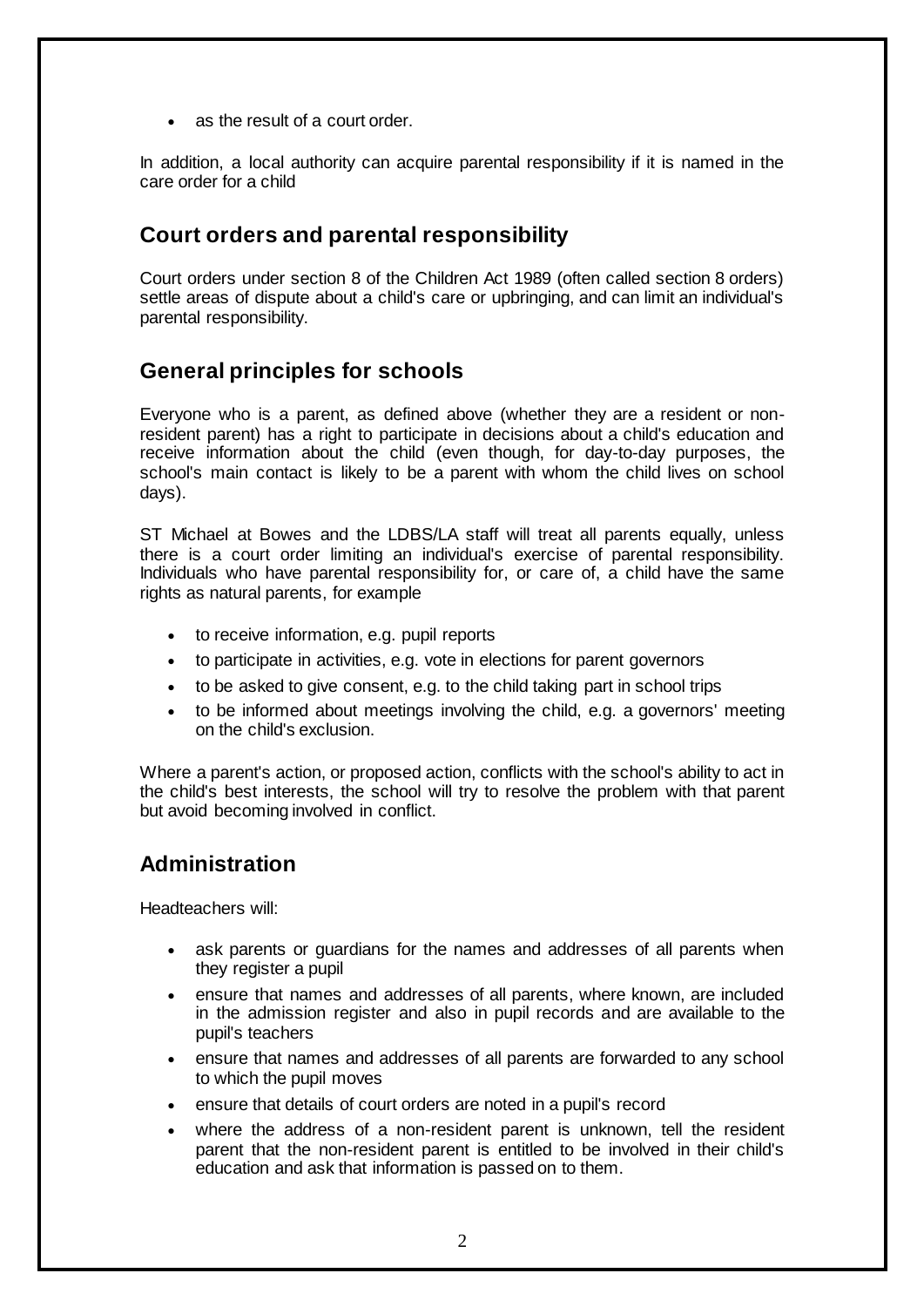- as the result of a court order.

In addition, a local authority can acquire parental responsibility if it is named in the care order for a child

## Court orders and parental responsibility

Court orders under section 8 of the Children Act 1989 (often called section 8 orders) settle areas of dispute about a child's care or upbringing, and can limit an individual's parental responsibility.

## General principles for schools

Everyone who is a parent, as defined above (whether they are a resident or non-resident parent) has a right to participate in decisions about a child's education and receive information about the child (even though, for day-to-day purposes, the school's main contact is likely to be a parent with whom the child lives on school days).

ST Michael at Bowes and the LDBS/LA staff will treat all parents equally, unless there is a court order limiting an individual's exercise of parental responsibility. Individuals who have parental responsibility for, or care of, a child have the same rights as natural parents, for example

- to receive information, e.g. pupil reports
- to participate in activities, e.g. vote in elections for parent governors
- to be asked to give consent, e.g. to the child taking part in school trips
- to be informed about meetings involving the child, e.g. a governors' meeting on the child's exclusion.

Where a parent's action, or proposed action, conflicts with the school's ability to act in the child's best interests, the school will try to resolve the problem with that parent but avoid becoming involved in conflict.

## Administration

Headteachers will:

- ask parents or guardians for the names and addresses of all parents when they register a pupil
- ensure that names and addresses of all parents, where known, are included in the admission register and also in pupil records and are available to the pupil's teachers
- ensure that names and addresses of all parents are forwarded to any school to which the pupil moves
- ensure that details of court orders are noted in a pupil's record
- where the address of a non-resident parent is unknown, tell the resident parent that the non-resident parent is entitled to be involved in their child's education and ask that information is passed on to them.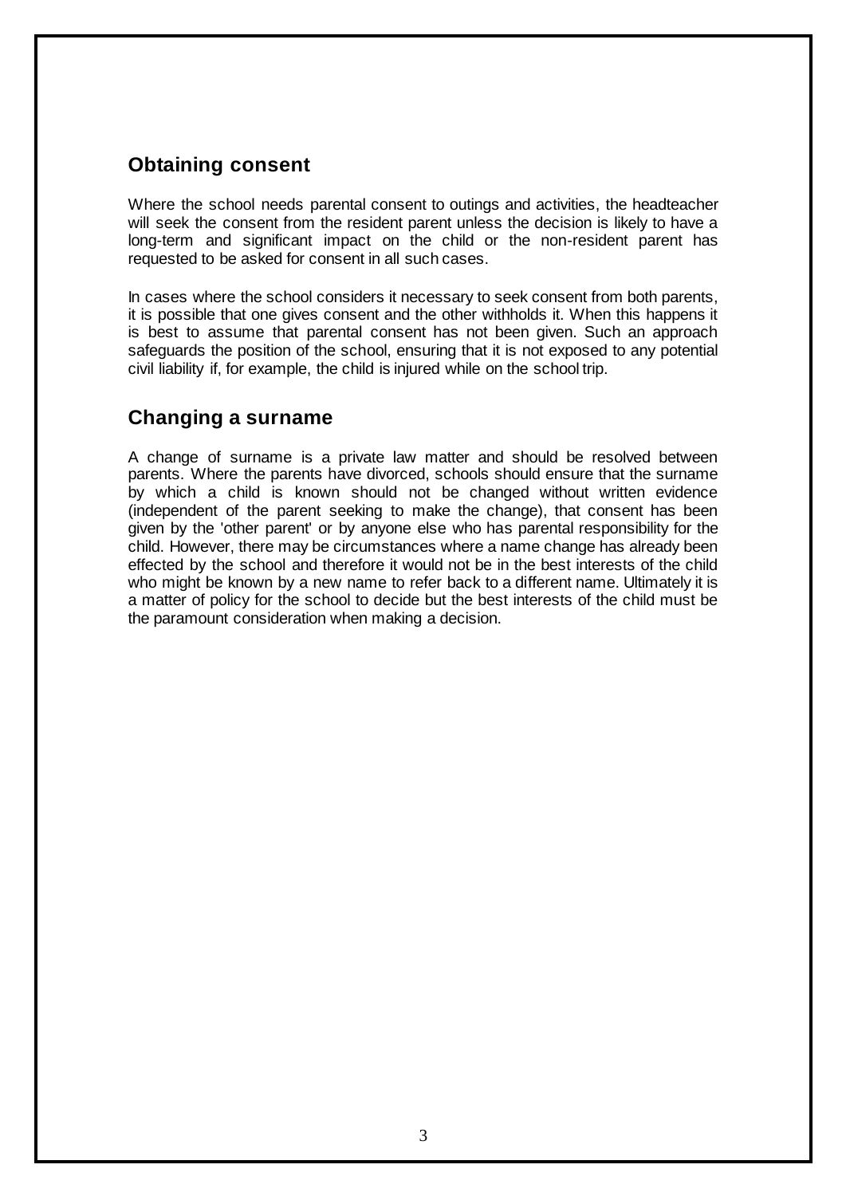## Obtaining consent

Where the school needs parental consent to outings and activities, the headteacher will seek the consent from the resident parent unless the decision is likely to have a long-term and significant impact on the child or the non-resident parent has requested to be asked for consent in all such cases.

In cases where the school considers it necessary to seek consent from both parents, it is possible that one gives consent and the other withholds it. When this happens it is best to assume that parental consent has not been given. Such an approach safeguards the position of the school, ensuring that it is not exposed to any potential civil liability if, for example, the child is injured while on the school trip.

## Changing a surname

A change of surname is a private law matter and should be resolved between parents. Where the parents have divorced, schools should ensure that the surname by which a child is known should not be changed without written evidence (independent of the parent seeking to make the change), that consent has been given by the 'other parent' or by anyone else who has parental responsibility for the child. However, there may be circumstances where a name change has already been effected by the school and therefore it would not be in the best interests of the child who might be known by a new name to refer back to a different name. Ultimately it is a matter of policy for the school to decide but the best interests of the child must be the paramount consideration when making a decision.